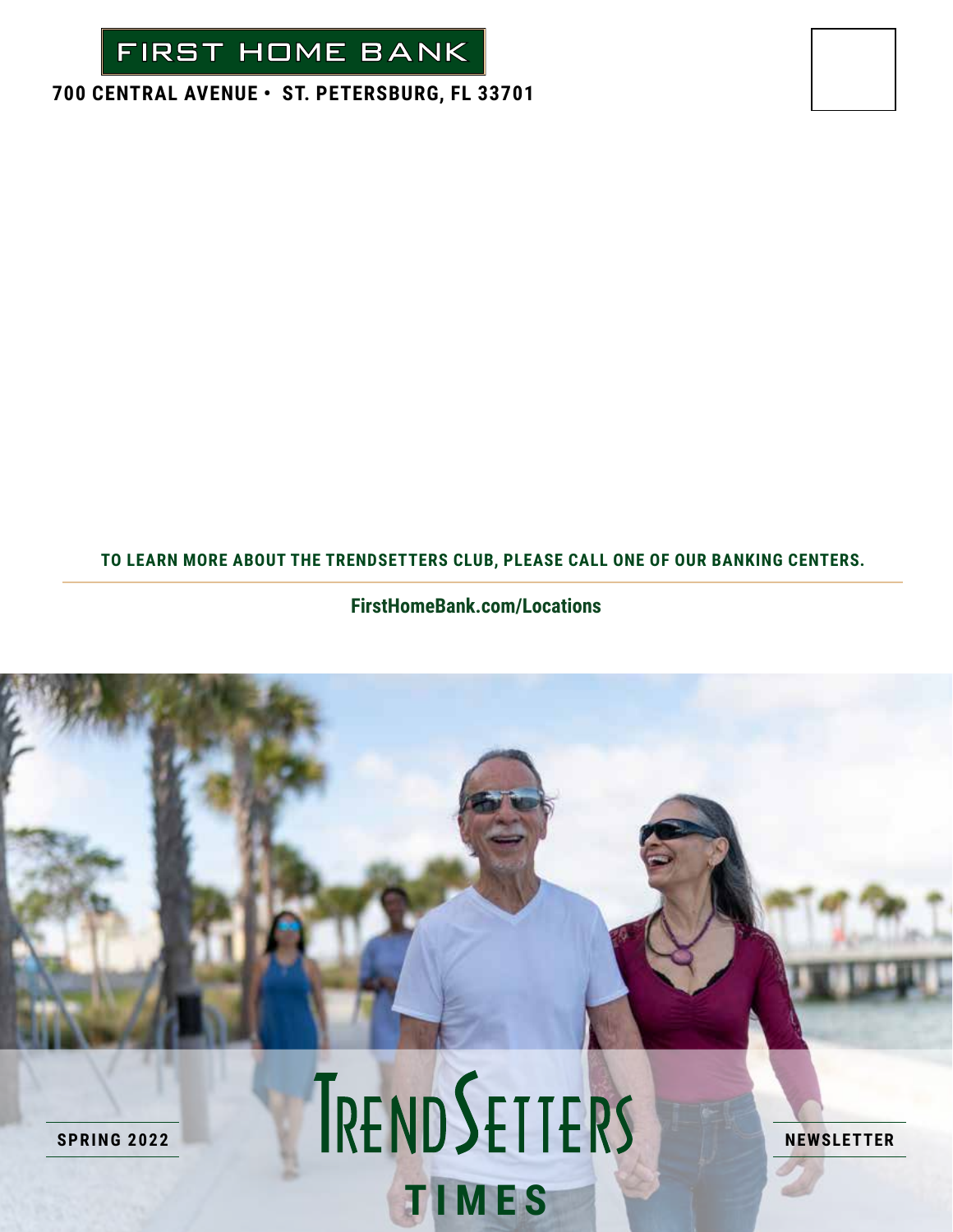FIRST HOME BANK

**700 CENTRAL AVENUE • ST. PETERSBURG, FL 33701**

**TO LEARN MORE ABOUT THE TRENDSETTERS CLUB, PLEASE CALL ONE OF OUR BANKING CENTERS.**

**FirstHomeBank.com/Locations**

**SPRING 2022**

# TRENDSETTERS TIMES

**NEWSLETTER**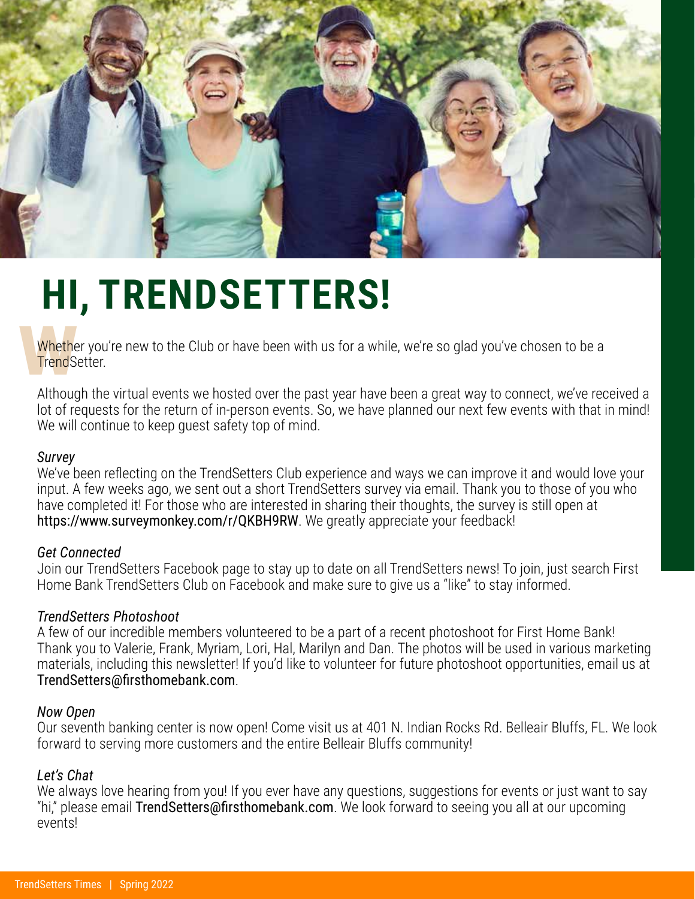# HI, TRENDSETTERS!

Whether you're new to the Club or have been with us for a while, we're so glad you've chosen to be a TrendSetter.

Although the virtual events we hosted over the past year have been a great way to connect, we've received a lot of requests for the return of in-person events. So, we have planned our next few events with that in mind! We will continue to keep guest safety top of mind.

*Survey*

We've been reflecting on the TrendSetters Club experience and ways we can improve it and would love your input. A few weeks ago, we sent out a short TrendSetters survey via email. Thank you to those of you who have completed it! For those who are interested in sharing their thoughts, the survey is still open at https://www.surveymonkey.com/r/QKBH9RW. We greatly appreciate your feedback!

*Get Connected*

Join our TrendSetters Facebook page to stay up to date on all TrendSetters news! To join, just search First Home Bank TrendSetters Club on Facebook and make sure to give us a "like" to stay informed.

*TrendSetters Photoshoot*

A few of our incredible members volunteered to be a part of a recent photoshoot for First Home Bank! Thank you to Valerie, Frank, Myriam, Lori, Hal, Marilyn and Dan. The photos will be used in various marketing materials, including this newsletter! If you'd like to volunteer for future photoshoot opportunities, email us at TrendSetters@firsthomebank.com.

*Now Open*

Our seventh banking center is now open! Come visit us at 401 N. Indian Rocks Rd. Belleair Bluffs, FL. We look forward to serving more customers and the entire Belleair Bluffs community!

*Let's Chat*

We always love hearing from you! If you ever have any questions, suggestions for events or just want to say "hi," please email TrendSetters@firsthomebank.com. We look forward to seeing you all at our upcoming events!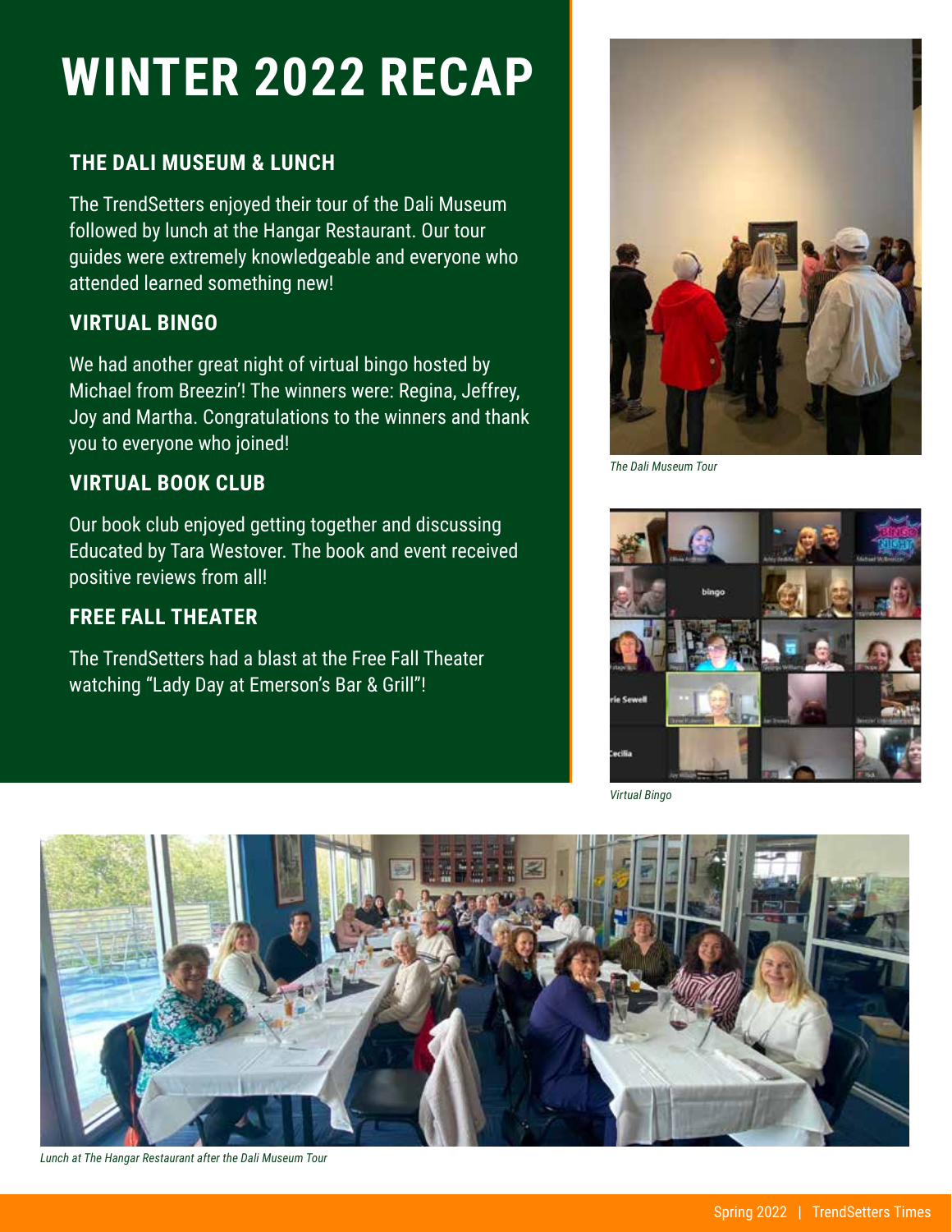# WINTER 2022 RECAP

### THE DALI MUSEUM & LUNCH

The TrendSetters enjoyed their tour of the Dali Museum followed by lunch at the Hangar Restaurant. Our tour guides were extremely knowledgeable and everyone who attended learned something new!

### VIRTUAL BINGO

We had another great night of virtual bingo hosted by Michael from Breezin'! The winners were: Regina, Jeffrey, Joy and Martha. Congratulations to the winners and thank you to everyone who joined!

### VIRTUAL BOOK CLUB

Our book club enjoyed getting together and discussing Educated by Tara Westover. The book and event received positive reviews from all!

### FREE FALL THEATER

The TrendSetters had a blast at the Free Fall Theater watching "Lady Day at Emerson's Bar & Grill"!

*The Dali Museum Tour*

*Virtual Bingo*

*Lunch at The Hangar Restaurant after the Dali Museum Tour*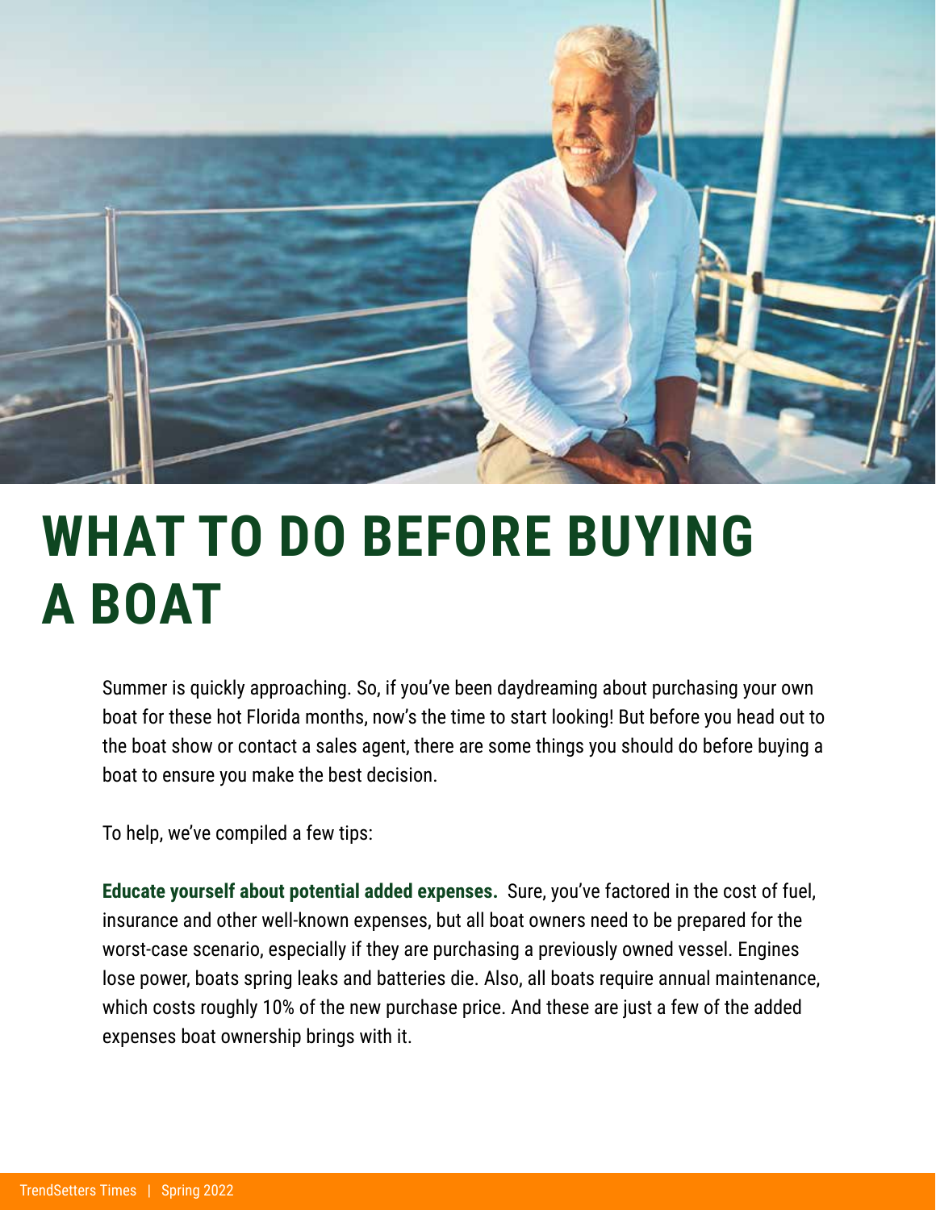# WHAT TO DO BEFORE BUYING A BOAT

Summer is quickly approaching. So, if you've been daydreaming about purchasing your own boat for these hot Florida months, now's the time to start looking! But before you head out to the boat show or contact a sales agent, there are some things you should do before buying a boat to ensure you make the best decision.

To help, we've compiled a few tips:

**Educate yourself about potential added expenses.** Sure, you've factored in the cost of fuel, insurance and other well-known expenses, but all boat owners need to be prepared for the worst-case scenario, especially if they are purchasing a previously owned vessel. Engines lose power, boats spring leaks and batteries die. Also, all boats require annual maintenance, which costs roughly 10% of the new purchase price. And these are just a few of the added expenses boat ownership brings with it.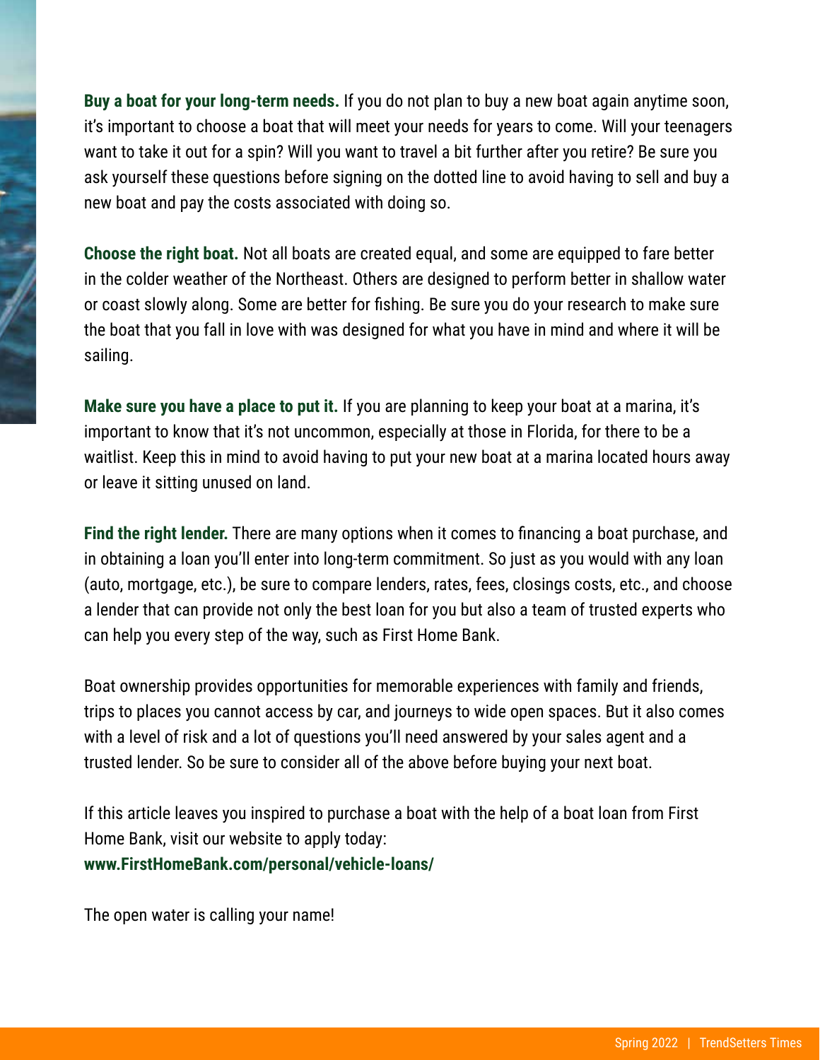**Buy a boat for your long-term needs.** If you do not plan to buy a new boat again anytime soon, it's important to choose a boat that will meet your needs for years to come. Will your teenagers want to take it out for a spin? Will you want to travel a bit further after you retire? Be sure you ask yourself these questions before signing on the dotted line to avoid having to sell and buy a new boat and pay the costs associated with doing so.

**Choose the right boat.** Not all boats are created equal, and some are equipped to fare better in the colder weather of the Northeast. Others are designed to perform better in shallow water or coast slowly along. Some are better for fishing. Be sure you do your research to make sure the boat that you fall in love with was designed for what you have in mind and where it will be sailing.

**Make sure you have a place to put it.** If you are planning to keep your boat at a marina, it's important to know that it's not uncommon, especially at those in Florida, for there to be a waitlist. Keep this in mind to avoid having to put your new boat at a marina located hours away or leave it sitting unused on land.

**Find the right lender.** There are many options when it comes to financing a boat purchase, and in obtaining a loan you'll enter into long-term commitment. So just as you would with any loan (auto, mortgage, etc.), be sure to compare lenders, rates, fees, closings costs, etc., and choose a lender that can provide not only the best loan for you but also a team of trusted experts who can help you every step of the way, such as First Home Bank.

Boat ownership provides opportunities for memorable experiences with family and friends, trips to places you cannot access by car, and journeys to wide open spaces. But it also comes with a level of risk and a lot of questions you'll need answered by your sales agent and a trusted lender. So be sure to consider all of the above before buying your next boat.

If this article leaves you inspired to purchase a boat with the help of a boat loan from First Home Bank, visit our website to apply today:
**www.FirstHomeBank.com/personal/vehicle-loans/**

The open water is calling your name!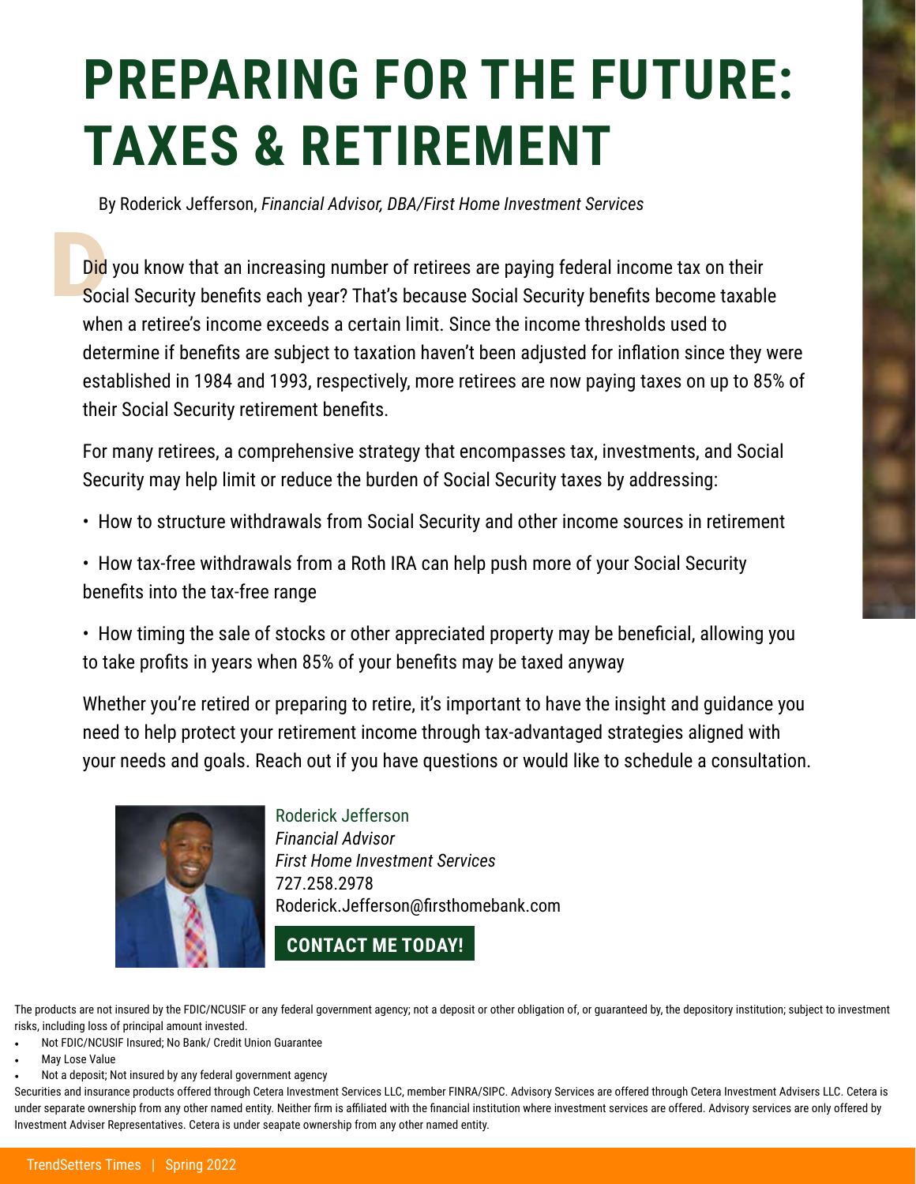# PREPARING FOR THE FUTURE: TAXES & RETIREMENT

By Roderick Jefferson, *Financial Advisor, DBA/First Home Investment Services*

Did you know that an increasing number of retirees are paying federal income tax on their Social Security benefits each year? That's because Social Security benefits become taxable when a retiree's income exceeds a certain limit. Since the income thresholds used to determine if benefits are subject to taxation haven't been adjusted for inflation since they were established in 1984 and 1993, respectively, more retirees are now paying taxes on up to 85% of their Social Security retirement benefits.

For many retirees, a comprehensive strategy that encompasses tax, investments, and Social Security may help limit or reduce the burden of Social Security taxes by addressing:

- How to structure withdrawals from Social Security and other income sources in retirement
- How tax-free withdrawals from a Roth IRA can help push more of your Social Security benefits into the tax-free range
- How timing the sale of stocks or other appreciated property may be beneficial, allowing you to take profits in years when 85% of your benefits may be taxed anyway

Whether you're retired or preparing to retire, it's important to have the insight and guidance you need to help protect your retirement income through tax-advantaged strategies aligned with your needs and goals. Reach out if you have questions or would like to schedule a consultation.

Roderick Jefferson
*Financial Advisor*
*First Home Investment Services*
727.258.2978
Roderick.Jefferson@firsthomebank.com

**CONTACT ME TODAY!**

The products are not insured by the FDIC/NCUSIF or any federal government agency; not a deposit or other obligation of, or guaranteed by, the depository institution; subject to investment risks, including loss of principal amount invested.

- Not FDIC/NCUSIF Insured; No Bank/ Credit Union Guarantee
- May Lose Value
- Not a deposit; Not insured by any federal government agency

Securities and insurance products offered through Cetera Investment Services LLC, member FINRA/SIPC. Advisory Services are offered through Cetera Investment Advisers LLC. Cetera is under separate ownership from any other named entity. Neither firm is affiliated with the financial institution where investment services are offered. Advisory services are only offered by Investment Adviser Representatives. Cetera is under seapate ownership from any other named entity.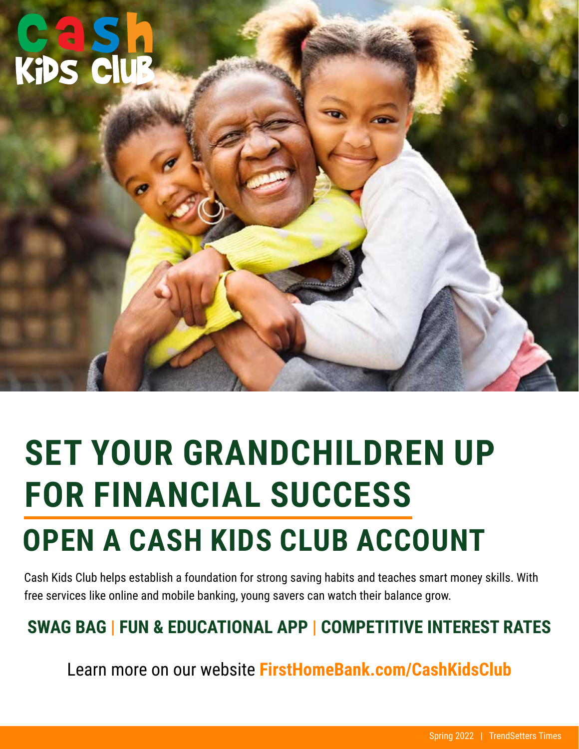Cash Kids Club

# SET YOUR GRANDCHILDREN UP FOR FINANCIAL SUCCESS

## OPEN A CASH KIDS CLUB ACCOUNT

Cash Kids Club helps establish a foundation for strong saving habits and teaches smart money skills. With free services like online and mobile banking, young savers can watch their balance grow.

**SWAG BAG | FUN & EDUCATIONAL APP | COMPETITIVE INTEREST RATES**

Learn more on our website **FirstHomeBank.com/CashKidsClub**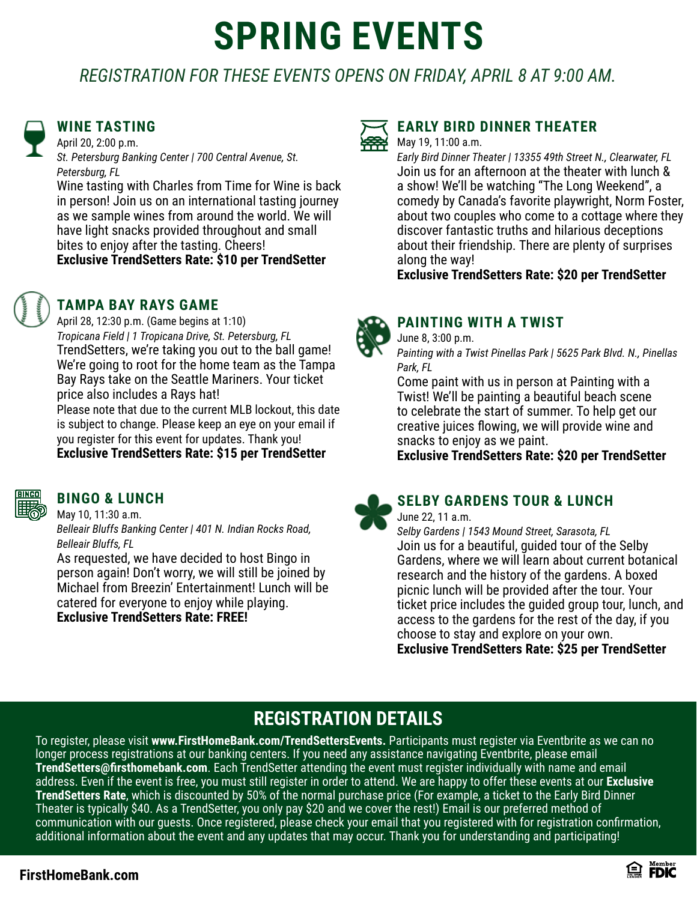# SPRING EVENTS

*REGISTRATION FOR THESE EVENTS OPENS ON FRIDAY, APRIL 8 AT 9:00 AM.*

## WINE TASTING

April 20, 2:00 p.m.

*St. Petersburg Banking Center | 700 Central Avenue, St. Petersburg, FL*

Wine tasting with Charles from Time for Wine is back in person! Join us on an international tasting journey as we sample wines from around the world. We will have light snacks provided throughout and small bites to enjoy after the tasting. Cheers!

**Exclusive TrendSetters Rate: $10 per TrendSetter**

## TAMPA BAY RAYS GAME

April 28, 12:30 p.m. (Game begins at 1:10)

*Tropicana Field | 1 Tropicana Drive, St. Petersburg, FL*

TrendSetters, we're taking you out to the ball game! We're going to root for the home team as the Tampa Bay Rays take on the Seattle Mariners. Your ticket price also includes a Rays hat!

Please note that due to the current MLB lockout, this date is subject to change. Please keep an eye on your email if you register for this event for updates. Thank you!

**Exclusive TrendSetters Rate: $15 per TrendSetter**

## BINGO & LUNCH

May 10, 11:30 a.m.

*Belleair Bluffs Banking Center | 401 N. Indian Rocks Road, Belleair Bluffs, FL*

As requested, we have decided to host Bingo in person again! Don't worry, we will still be joined by Michael from Breezin' Entertainment! Lunch will be catered for everyone to enjoy while playing.

**Exclusive TrendSetters Rate: FREE!**

## EARLY BIRD DINNER THEATER

May 19, 11:00 a.m.

*Early Bird Dinner Theater | 13355 49th Street N., Clearwater, FL*

Join us for an afternoon at the theater with lunch & a show! We'll be watching "The Long Weekend", a comedy by Canada's favorite playwright, Norm Foster, about two couples who come to a cottage where they discover fantastic truths and hilarious deceptions about their friendship. There are plenty of surprises along the way!

**Exclusive TrendSetters Rate: $20 per TrendSetter**

## PAINTING WITH A TWIST

June 8, 3:00 p.m.

*Painting with a Twist Pinellas Park | 5625 Park Blvd. N., Pinellas Park, FL*

Come paint with us in person at Painting with a Twist! We'll be painting a beautiful beach scene to celebrate the start of summer. To help get our creative juices flowing, we will provide wine and snacks to enjoy as we paint.

**Exclusive TrendSetters Rate: $20 per TrendSetter**

## SELBY GARDENS TOUR & LUNCH

June 22, 11 a.m.

*Selby Gardens | 1543 Mound Street, Sarasota, FL*

Join us for a beautiful, guided tour of the Selby Gardens, where we will learn about current botanical research and the history of the gardens. A boxed picnic lunch will be provided after the tour. Your ticket price includes the guided group tour, lunch, and access to the gardens for the rest of the day, if you choose to stay and explore on your own.

**Exclusive TrendSetters Rate: $25 per TrendSetter**

## REGISTRATION DETAILS

To register, please visit **www.FirstHomeBank.com/TrendSettersEvents.** Participants must register via Eventbrite as we can no longer process registrations at our banking centers. If you need any assistance navigating Eventbrite, please email **TrendSetters@firsthomebank.com**. Each TrendSetter attending the event must register individually with name and email address. Even if the event is free, you must still register in order to attend. We are happy to offer these events at our **Exclusive TrendSetters Rate**, which is discounted by 50% of the normal purchase price (For example, a ticket to the Early Bird Dinner Theater is typically $40. As a TrendSetter, you only pay $20 and we cover the rest!) Email is our preferred method of communication with our guests. Once registered, please check your email that you registered with for registration confirmation, additional information about the event and any updates that may occur. Thank you for understanding and participating!

**FirstHomeBank.com**

Member FDIC